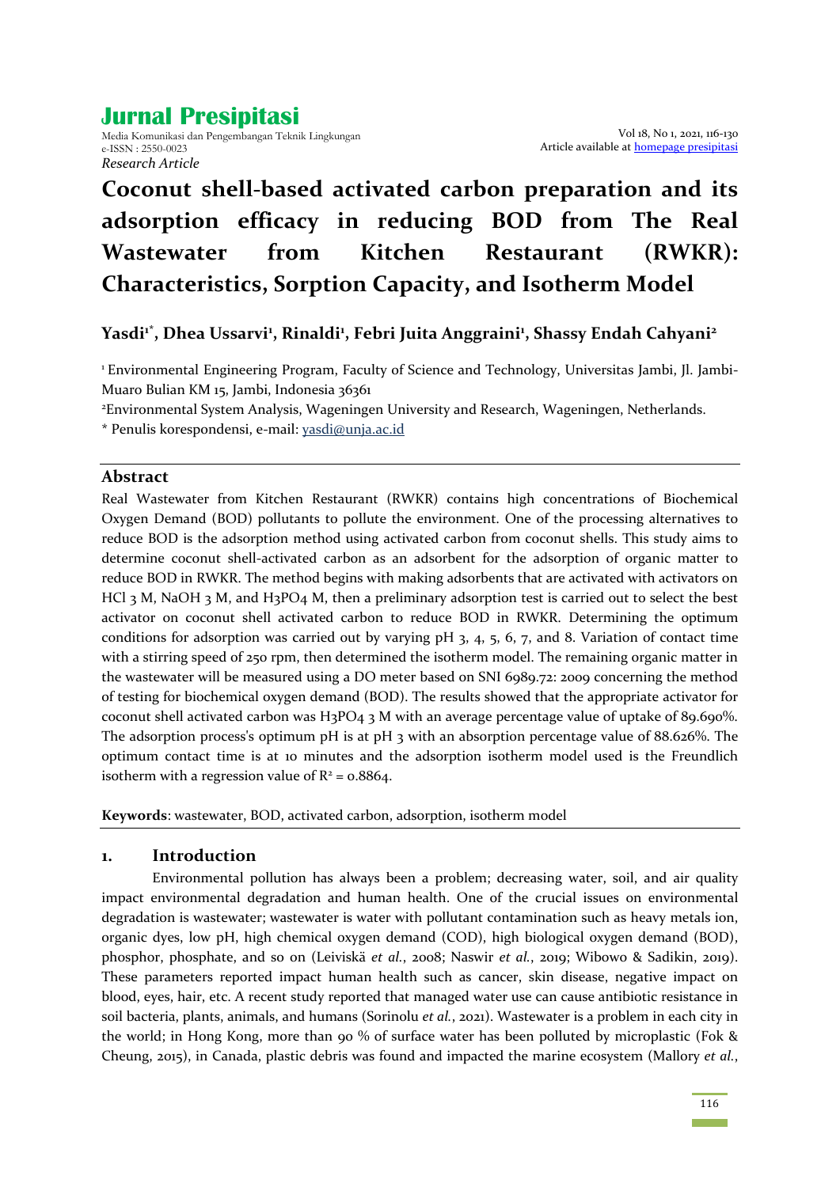# Coconut shell-based activated carbon preparation and its adsorption efficacy in reducing BOD from The Real Wastewater from Kitchen Restaurant (RWKR): Characteristics, Sorption Capacity, and Isotherm Model

*Research Article*

**Yasdi[1*], Dhea Ussarvi[1], Rinaldi[1], Febri Juita Anggraini[1], Shassy Endah Cahyani[2]**

[1] Environmental Engineering Program, Faculty of Science and Technology, Universitas Jambi, Jl. Jambi-Muaro Bulian KM 15, Jambi, Indonesia 36361

[2] Environmental System Analysis, Wageningen University and Research, Wageningen, Netherlands.

* Penulis korespondensi, e-mail: yasdi@unja.ac.id

## Abstract

Real Wastewater from Kitchen Restaurant (RWKR) contains high concentrations of Biochemical Oxygen Demand (BOD) pollutants to pollute the environment. One of the processing alternatives to reduce BOD is the adsorption method using activated carbon from coconut shells. This study aims to determine coconut shell-activated carbon as an adsorbent for the adsorption of organic matter to reduce BOD in RWKR. The method begins with making adsorbents that are activated with activators on HCl 3 M, NaOH 3 M, and $H_3PO_4$ M, then a preliminary adsorption test is carried out to select the best activator on coconut shell activated carbon to reduce BOD in RWKR. Determining the optimum conditions for adsorption was carried out by varying pH 3, 4, 5, 6, 7, and 8. Variation of contact time with a stirring speed of 250 rpm, then determined the isotherm model. The remaining organic matter in the wastewater will be measured using a DO meter based on SNI 6989.72: 2009 concerning the method of testing for biochemical oxygen demand (BOD). The results showed that the appropriate activator for coconut shell activated carbon was $H_3PO_4$ 3 M with an average percentage value of uptake of 89.690%. The adsorption process's optimum pH is at pH 3 with an absorption percentage value of 88.626%. The optimum contact time is at 10 minutes and the adsorption isotherm model used is the Freundlich isotherm with a regression value of $R^2$ = 0.8864.

**Keywords**: wastewater, BOD, activated carbon, adsorption, isotherm model

## 1. Introduction

Environmental pollution has always been a problem; decreasing water, soil, and air quality impact environmental degradation and human health. One of the crucial issues on environmental degradation is wastewater; wastewater is water with pollutant contamination such as heavy metals ion, organic dyes, low pH, high chemical oxygen demand (COD), high biological oxygen demand (BOD), phosphor, phosphate, and so on (Leiviskä *et al.*, 2008; Naswir *et al.*, 2019; Wibowo & Sadikin, 2019). These parameters reported impact human health such as cancer, skin disease, negative impact on blood, eyes, hair, etc. A recent study reported that managed water use can cause antibiotic resistance in soil bacteria, plants, animals, and humans (Sorinolu *et al.*, 2021). Wastewater is a problem in each city in the world; in Hong Kong, more than 90 % of surface water has been polluted by microplastic (Fok & Cheung, 2015), in Canada, plastic debris was found and impacted the marine ecosystem (Mallory *et al.*,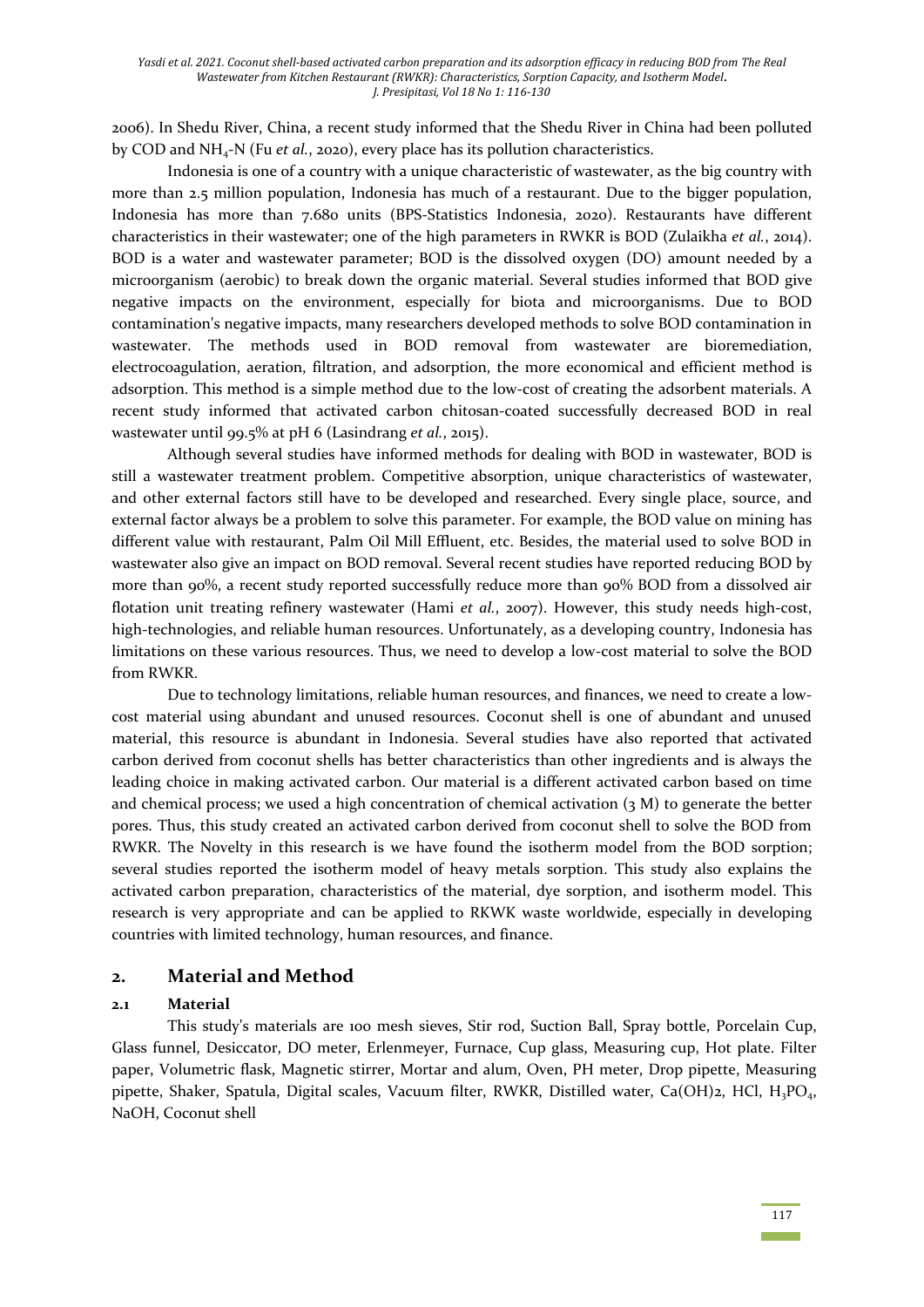2006). In Shedu River, China, a recent study informed that the Shedu River in China had been polluted by COD and $NH_4$-N (Fu *et al.*, 2020), every place has its pollution characteristics.

Indonesia is one of a country with a unique characteristic of wastewater, as the big country with more than 2.5 million population, Indonesia has much of a restaurant. Due to the bigger population, Indonesia has more than 7.680 units (BPS-Statistics Indonesia, 2020). Restaurants have different characteristics in their wastewater; one of the high parameters in RWKR is BOD (Zulaikha *et al.*, 2014). BOD is a water and wastewater parameter; BOD is the dissolved oxygen (DO) amount needed by a microorganism (aerobic) to break down the organic material. Several studies informed that BOD give negative impacts on the environment, especially for biota and microorganisms. Due to BOD contamination's negative impacts, many researchers developed methods to solve BOD contamination in wastewater. The methods used in BOD removal from wastewater are bioremediation, electrocoagulation, aeration, filtration, and adsorption, the more economical and efficient method is adsorption. This method is a simple method due to the low-cost of creating the adsorbent materials. A recent study informed that activated carbon chitosan-coated successfully decreased BOD in real wastewater until 99.5% at pH 6 (Lasindrang *et al.*, 2015).

Although several studies have informed methods for dealing with BOD in wastewater, BOD is still a wastewater treatment problem. Competitive absorption, unique characteristics of wastewater, and other external factors still have to be developed and researched. Every single place, source, and external factor always be a problem to solve this parameter. For example, the BOD value on mining has different value with restaurant, Palm Oil Mill Effluent, etc. Besides, the material used to solve BOD in wastewater also give an impact on BOD removal. Several recent studies have reported reducing BOD by more than 90%, a recent study reported successfully reduce more than 90% BOD from a dissolved air flotation unit treating refinery wastewater (Hami *et al.*, 2007). However, this study needs high-cost, high-technologies, and reliable human resources. Unfortunately, as a developing country, Indonesia has limitations on these various resources. Thus, we need to develop a low-cost material to solve the BOD from RWKR.

Due to technology limitations, reliable human resources, and finances, we need to create a low-cost material using abundant and unused resources. Coconut shell is one of abundant and unused material, this resource is abundant in Indonesia. Several studies have also reported that activated carbon derived from coconut shells has better characteristics than other ingredients and is always the leading choice in making activated carbon. Our material is a different activated carbon based on time and chemical process; we used a high concentration of chemical activation (3 M) to generate the better pores. Thus, this study created an activated carbon derived from coconut shell to solve the BOD from RWKR. The Novelty in this research is we have found the isotherm model from the BOD sorption; several studies reported the isotherm model of heavy metals sorption. This study also explains the activated carbon preparation, characteristics of the material, dye sorption, and isotherm model. This research is very appropriate and can be applied to RKWK waste worldwide, especially in developing countries with limited technology, human resources, and finance.

## 2. Material and Method

### 2.1 Material

This study's materials are 100 mesh sieves, Stir rod, Suction Ball, Spray bottle, Porcelain Cup, Glass funnel, Desiccator, DO meter, Erlenmeyer, Furnace, Cup glass, Measuring cup, Hot plate. Filter paper, Volumetric flask, Magnetic stirrer, Mortar and alum, Oven, PH meter, Drop pipette, Measuring pipette, Shaker, Spatula, Digital scales, Vacuum filter, RWKR, Distilled water, $Ca(OH)_2$, HCl, $H_3PO_4$, NaOH, Coconut shell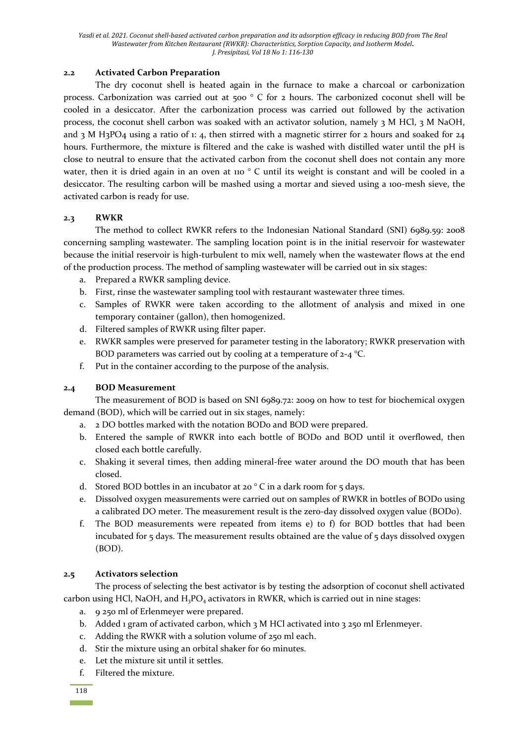### 2.2 Activated Carbon Preparation

The dry coconut shell is heated again in the furnace to make a charcoal or carbonization process. Carbonization was carried out at 500 ° C for 2 hours. The carbonized coconut shell will be cooled in a desiccator. After the carbonization process was carried out followed by the activation process, the coconut shell carbon was soaked with an activator solution, namely 3 M HCl, 3 M NaOH, and 3 M $H_3PO_4$ using a ratio of 1: 4, then stirred with a magnetic stirrer for 2 hours and soaked for 24 hours. Furthermore, the mixture is filtered and the cake is washed with distilled water until the pH is close to neutral to ensure that the activated carbon from the coconut shell does not contain any more water, then it is dried again in an oven at 110 ° C until its weight is constant and will be cooled in a desiccator. The resulting carbon will be mashed using a mortar and sieved using a 100-mesh sieve, the activated carbon is ready for use.

### 2.3 RWKR

The method to collect RWKR refers to the Indonesian National Standard (SNI) 6989.59: 2008 concerning sampling wastewater. The sampling location point is in the initial reservoir for wastewater because the initial reservoir is high-turbulent to mix well, namely when the wastewater flows at the end of the production process. The method of sampling wastewater will be carried out in six stages:

a. Prepared a RWKR sampling device.
b. First, rinse the wastewater sampling tool with restaurant wastewater three times.
c. Samples of RWKR were taken according to the allotment of analysis and mixed in one temporary container (gallon), then homogenized.
d. Filtered samples of RWKR using filter paper.
e. RWKR samples were preserved for parameter testing in the laboratory; RWKR preservation with BOD parameters was carried out by cooling at a temperature of 2-4 °C.
f. Put in the container according to the purpose of the analysis.

### 2.4 BOD Measurement

The measurement of BOD is based on SNI 6989.72: 2009 on how to test for biochemical oxygen demand (BOD), which will be carried out in six stages, namely:

a. 2 DO bottles marked with the notation BOD0 and BOD were prepared.
b. Entered the sample of RWKR into each bottle of BOD0 and BOD until it overflowed, then closed each bottle carefully.
c. Shaking it several times, then adding mineral-free water around the DO mouth that has been closed.
d. Stored BOD bottles in an incubator at 20 ° C in a dark room for 5 days.
e. Dissolved oxygen measurements were carried out on samples of RWKR in bottles of BOD0 using a calibrated DO meter. The measurement result is the zero-day dissolved oxygen value (BOD0).
f. The BOD measurements were repeated from items e) to f) for BOD bottles that had been incubated for 5 days. The measurement results obtained are the value of 5 days dissolved oxygen (BOD).

### 2.5 Activators selection

The process of selecting the best activator is by testing the adsorption of coconut shell activated carbon using HCl, NaOH, and $H_3PO_4$ activators in RWKR, which is carried out in nine stages:

a. 9 250 ml of Erlenmeyer were prepared.
b. Added 1 gram of activated carbon, which 3 M HCl activated into 3 250 ml Erlenmeyer.
c. Adding the RWKR with a solution volume of 250 ml each.
d. Stir the mixture using an orbital shaker for 60 minutes.
e. Let the mixture sit until it settles.
f. Filtered the mixture.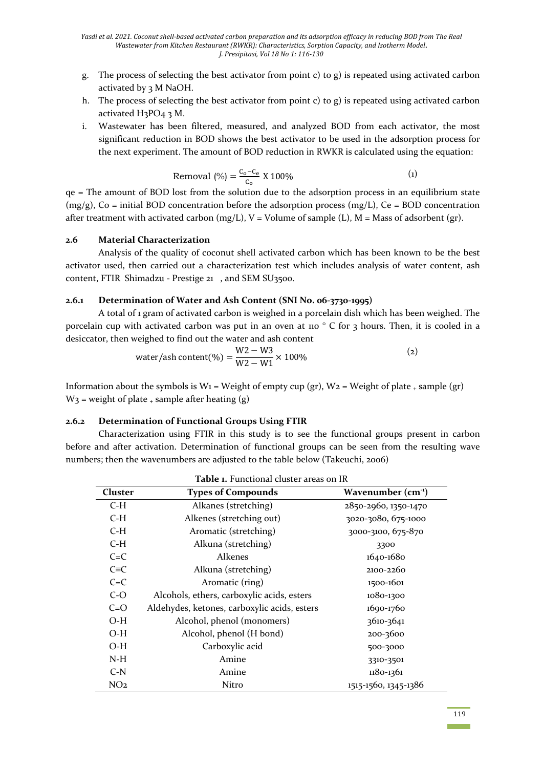g. The process of selecting the best activator from point c) to g) is repeated using activated carbon activated by 3 M NaOH.
h. The process of selecting the best activator from point c) to g) is repeated using activated carbon activated $H_3PO_4$ 3 M.
i. Wastewater has been filtered, measured, and analyzed BOD from each activator, the most significant reduction in BOD shows the best activator to be used in the adsorption process for the next experiment. The amount of BOD reduction in RWKR is calculated using the equation:

$$\text{Removal (\%)} = \frac{C_o - C_e}{C_o} \text{ X } 100\% \tag{1}$$

qe = The amount of BOD lost from the solution due to the adsorption process in an equilibrium state (mg/g), Co = initial BOD concentration before the adsorption process (mg/L), Ce = BOD concentration after treatment with activated carbon (mg/L), V = Volume of sample (L), M = Mass of adsorbent (gr).

## 2.6 Material Characterization

Analysis of the quality of coconut shell activated carbon which has been known to be the best activator used, then carried out a characterization test which includes analysis of water content, ash content, FTIR Shimadzu - Prestige 21 , and SEM SU3500.

### 2.6.1 Determination of Water and Ash Content (SNI No. 06-3730-1995)

A total of 1 gram of activated carbon is weighed in a porcelain dish which has been weighed. The porcelain cup with activated carbon was put in an oven at 110 ° C for 3 hours. Then, it is cooled in a desiccator, then weighed to find out the water and ash content

$$\text{water/ash content(\%)} = \frac{W2 - W3}{W2 - W1} \times 100\% \tag{2}$$

Information about the symbols is W1 = Weight of empty cup (gr), W2 = Weight of plate + sample (gr) W3 = weight of plate + sample after heating (g)

### 2.6.2 Determination of Functional Groups Using FTIR

Characterization using FTIR in this study is to see the functional groups present in carbon before and after activation. Determination of functional groups can be seen from the resulting wave numbers; then the wavenumbers are adjusted to the table below (Takeuchi, 2006)

**Table 1.** Functional cluster areas on IR

| Cluster | Types of Compounds | Wavenumber ($cm^{-1}$) |
|---|---|---|
| C-H | Alkanes (stretching) | 2850-2960, 1350-1470 |
| C-H | Alkenes (stretching out) | 3020-3080, 675-1000 |
| C-H | Aromatic (stretching) | 3000-3100, 675-870 |
| C-H | Alkuna (stretching) | 3300 |
| C=C | Alkenes | 1640-1680 |
| C≡C | Alkuna (stretching) | 2100-2260 |
| C=C | Aromatic (ring) | 1500-1601 |
| C-O | Alcohols, ethers, carboxylic acids, esters | 1080-1300 |
| C=O | Aldehydes, ketones, carboxylic acids, esters | 1690-1760 |
| O-H | Alcohol, phenol (monomers) | 3610-3641 |
| O-H | Alcohol, phenol (H bond) | 200-3600 |
| O-H | Carboxylic acid | 500-3000 |
| N-H | Amine | 3310-3501 |
| C-N | Amine | 1180-1361 |
| $NO_2$ | Nitro | 1515-1560, 1345-1386 |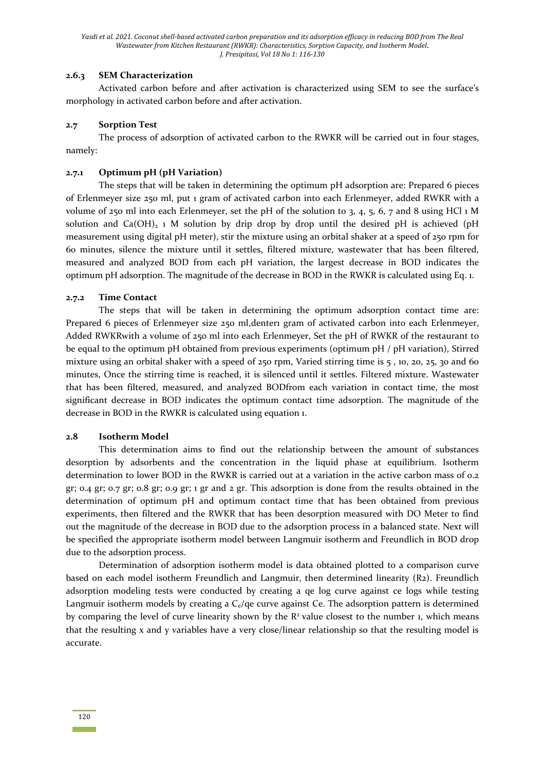### 2.6.3 SEM Characterization

Activated carbon before and after activation is characterized using SEM to see the surface's morphology in activated carbon before and after activation.

## 2.7 Sorption Test

The process of adsorption of activated carbon to the RWKR will be carried out in four stages, namely:

### 2.7.1 Optimum pH (pH Variation)

The steps that will be taken in determining the optimum pH adsorption are: Prepared 6 pieces of Erlenmeyer size 250 ml, put 1 gram of activated carbon into each Erlenmeyer, added RWKR with a volume of 250 ml into each Erlenmeyer, set the pH of the solution to 3, 4, 5, 6, 7 and 8 using HCl 1 M solution and $Ca(OH)_2$ 1 M solution by drip drop by drop until the desired pH is achieved (pH measurement using digital pH meter), stir the mixture using an orbital shaker at a speed of 250 rpm for 60 minutes, silence the mixture until it settles, filtered mixture, wastewater that has been filtered, measured and analyzed BOD from each pH variation, the largest decrease in BOD indicates the optimum pH adsorption. The magnitude of the decrease in BOD in the RWKR is calculated using Eq. 1.

### 2.7.2 Time Contact

The steps that will be taken in determining the optimum adsorption contact time are: Prepared 6 pieces of Erlenmeyer size 250 ml,denter1 gram of activated carbon into each Erlenmeyer, Added RWKRwith a volume of 250 ml into each Erlenmeyer, Set the pH of RWKR of the restaurant to be equal to the optimum pH obtained from previous experiments (optimum pH / pH variation), Stirred mixture using an orbital shaker with a speed of 250 rpm, Varied stirring time is 5 , 10, 20, 25, 30 and 60 minutes, Once the stirring time is reached, it is silenced until it settles. Filtered mixture. Wastewater that has been filtered, measured, and analyzed BODfrom each variation in contact time, the most significant decrease in BOD indicates the optimum contact time adsorption. The magnitude of the decrease in BOD in the RWKR is calculated using equation 1.

## 2.8 Isotherm Model

This determination aims to find out the relationship between the amount of substances desorption by adsorbents and the concentration in the liquid phase at equilibrium. Isotherm determination to lower BOD in the RWKR is carried out at a variation in the active carbon mass of 0.2 gr; 0.4 gr; 0.7 gr; 0.8 gr; 0.9 gr; 1 gr and 2 gr. This adsorption is done from the results obtained in the determination of optimum pH and optimum contact time that has been obtained from previous experiments, then filtered and the RWKR that has been desorption measured with DO Meter to find out the magnitude of the decrease in BOD due to the adsorption process in a balanced state. Next will be specified the appropriate isotherm model between Langmuir isotherm and Freundlich in BOD drop due to the adsorption process.

Determination of adsorption isotherm model is data obtained plotted to a comparison curve based on each model isotherm Freundlich and Langmuir, then determined linearity (R2). Freundlich adsorption modeling tests were conducted by creating a qe log curve against ce logs while testing Langmuir isotherm models by creating a $C_e/qe$ curve against Ce. The adsorption pattern is determined by comparing the level of curve linearity shown by the $R^2$ value closest to the number 1, which means that the resulting x and y variables have a very close/linear relationship so that the resulting model is accurate.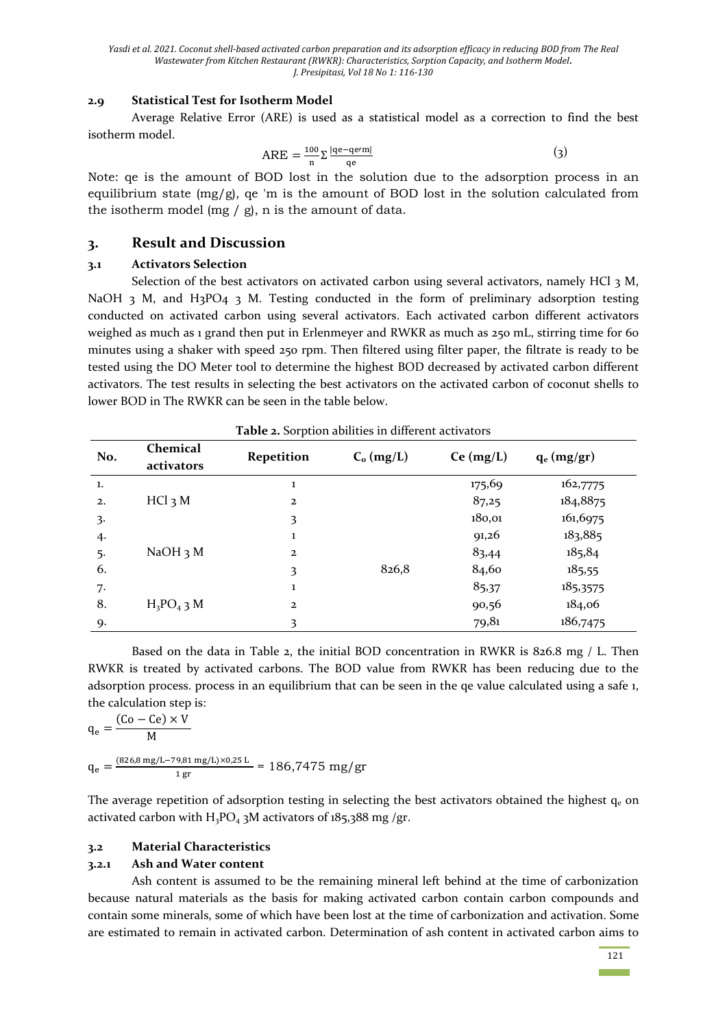### 2.9 Statistical Test for Isotherm Model

Average Relative Error (ARE) is used as a statistical model as a correction to find the best isotherm model.

$$\text{ARE} = \frac{100}{n}\Sigma\frac{|qe - qe\prime m|}{qe} \quad (3)$$

Note: qe is the amount of BOD lost in the solution due to the adsorption process in an equilibrium state (mg/g), qe 'm is the amount of BOD lost in the solution calculated from the isotherm model (mg / g), n is the amount of data.

## 3. Result and Discussion

### 3.1 Activators Selection

Selection of the best activators on activated carbon using several activators, namely HCl 3 M, NaOH 3 M, and H3PO4 3 M. Testing conducted in the form of preliminary adsorption testing conducted on activated carbon using several activators. Each activated carbon different activators weighed as much as 1 grand then put in Erlenmeyer and RWKR as much as 250 mL, stirring time for 60 minutes using a shaker with speed 250 rpm. Then filtered using filter paper, the filtrate is ready to be tested using the DO Meter tool to determine the highest BOD decreased by activated carbon different activators. The test results in selecting the best activators on the activated carbon of coconut shells to lower BOD in The RWKR can be seen in the table below.

**Table 2.** Sorption abilities in different activators

| No. | Chemical activators | Repetition | $C_o$ (mg/L) | Ce (mg/L) | $q_e$ (mg/gr) |
|---|---|---|---|---|---|
| 1. | | 1 | | 175,69 | 162,7775 |
| 2. | HCl 3 M | 2 | | 87,25 | 184,8875 |
| 3. | | 3 | | 180,01 | 161,6975 |
| 4. | | 1 | | 91,26 | 183,885 |
| 5. | NaOH 3 M | 2 | | 83,44 | 185,84 |
| 6. | | 3 | 826,8 | 84,60 | 185,55 |
| 7. | | 1 | | 85,37 | 185,3575 |
| 8. | $H_3PO_4$ 3 M | 2 | | 90,56 | 184,06 |
| 9. | | 3 | | 79,81 | 186,7475 |

Based on the data in Table 2, the initial BOD concentration in RWKR is 826.8 mg / L. Then RWKR is treated by activated carbons. The BOD value from RWKR has been reducing due to the adsorption process. process in an equilibrium that can be seen in the qe value calculated using a safe 1, the calculation step is:

$$q_e = \frac{(Co - Ce) \times V}{M}$$

$$q_e = \frac{(826{,}8\ mg/L - 79{,}81\ mg/L) \times 0{,}25\ L}{1\ gr} = 186{,}7475\ mg/gr$$

The average repetition of adsorption testing in selecting the best activators obtained the highest $q_e$ on activated carbon with $H_3PO_4$ 3M activators of 185,388 mg /gr.

### 3.2 Material Characteristics

#### 3.2.1 Ash and Water content

Ash content is assumed to be the remaining mineral left behind at the time of carbonization because natural materials as the basis for making activated carbon contain carbon compounds and contain some minerals, some of which have been lost at the time of carbonization and activation. Some are estimated to remain in activated carbon. Determination of ash content in activated carbon aims to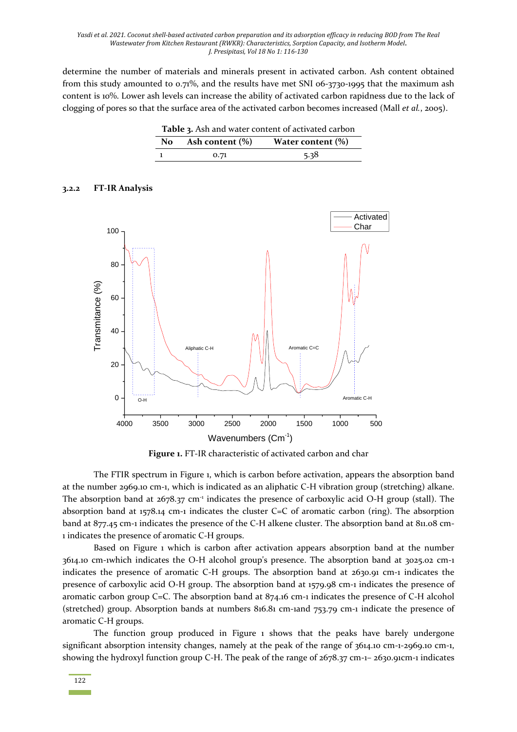determine the number of materials and minerals present in activated carbon. Ash content obtained from this study amounted to 0.71%, and the results have met SNI 06-3730-1995 that the maximum ash content is 10%. Lower ash levels can increase the ability of activated carbon rapidness due to the lack of clogging of pores so that the surface area of the activated carbon becomes increased (Mall *et al.*, 2005).

**Table 3.** Ash and water content of activated carbon

| No | Ash content (%) | Water content (%) |
|---|---|---|
| 1 | 0.71 | 5.38 |

### 3.2.2 FT-IR Analysis

**Figure 1.** FT-IR characteristic of activated carbon and char

The FTIR spectrum in Figure 1, which is carbon before activation, appears the absorption band at the number 2969.10 cm-1, which is indicated as an aliphatic C-H vibration group (stretching) alkane. The absorption band at 2678.37 $cm^{-1}$ indicates the presence of carboxylic acid O-H group (stall). The absorption band at 1578.14 cm-1 indicates the cluster C=C of aromatic carbon (ring). The absorption band at 877.45 cm-1 indicates the presence of the C-H alkene cluster. The absorption band at 811.08 cm-1 indicates the presence of aromatic C-H groups.

Based on Figure 1 which is carbon after activation appears absorption band at the number 3614.10 cm-1which indicates the O-H alcohol group's presence. The absorption band at 3025.02 cm-1 indicates the presence of aromatic C-H groups. The absorption band at 2630.91 cm-1 indicates the presence of carboxylic acid O-H group. The absorption band at 1579.98 cm-1 indicates the presence of aromatic carbon group C=C. The absorption band at 874.16 cm-1 indicates the presence of C-H alcohol (stretched) group. Absorption bands at numbers 816.81 cm-1and 753.79 cm-1 indicate the presence of aromatic C-H groups.

The function group produced in Figure 1 shows that the peaks have barely undergone significant absorption intensity changes, namely at the peak of the range of 3614.10 cm-1-2969.10 cm-1, showing the hydroxyl function group C-H. The peak of the range of 2678.37 cm-1– 2630.91cm-1 indicates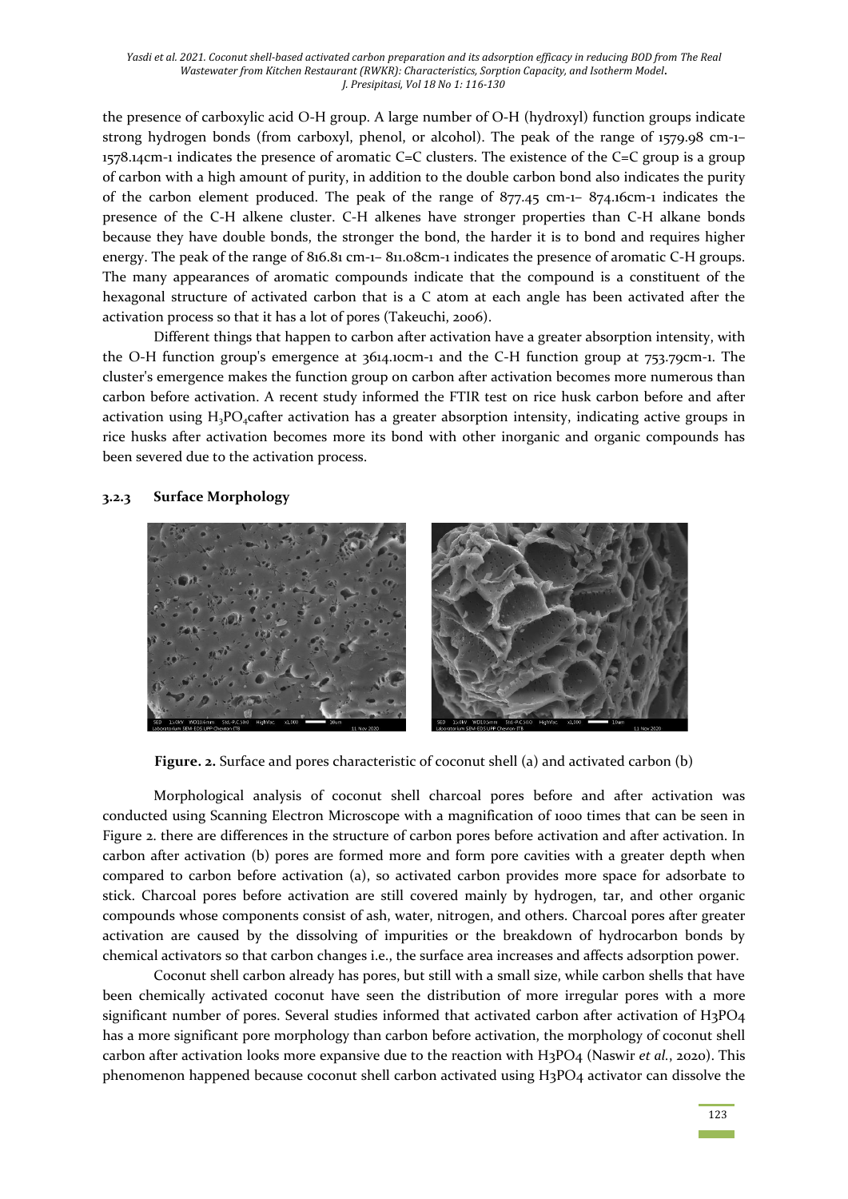the presence of carboxylic acid O-H group. A large number of O-H (hydroxyl) function groups indicate strong hydrogen bonds (from carboxyl, phenol, or alcohol). The peak of the range of 1579.98 cm-1– 1578.14cm-1 indicates the presence of aromatic C=C clusters. The existence of the C=C group is a group of carbon with a high amount of purity, in addition to the double carbon bond also indicates the purity of the carbon element produced. The peak of the range of 877.45 cm-1– 874.16cm-1 indicates the presence of the C-H alkene cluster. C-H alkenes have stronger properties than C-H alkane bonds because they have double bonds, the stronger the bond, the harder it is to bond and requires higher energy. The peak of the range of 816.81 cm-1– 811.08cm-1 indicates the presence of aromatic C-H groups. The many appearances of aromatic compounds indicate that the compound is a constituent of the hexagonal structure of activated carbon that is a C atom at each angle has been activated after the activation process so that it has a lot of pores (Takeuchi, 2006).

Different things that happen to carbon after activation have a greater absorption intensity, with the O-H function group's emergence at 3614.10cm-1 and the C-H function group at 753.79cm-1. The cluster's emergence makes the function group on carbon after activation becomes more numerous than carbon before activation. A recent study informed the FTIR test on rice husk carbon before and after activation using $H_3PO_4$cafter activation has a greater absorption intensity, indicating active groups in rice husks after activation becomes more its bond with other inorganic and organic compounds has been severed due to the activation process.

### 3.2.3 Surface Morphology

**Figure. 2.** Surface and pores characteristic of coconut shell (a) and activated carbon (b)

Morphological analysis of coconut shell charcoal pores before and after activation was conducted using Scanning Electron Microscope with a magnification of 1000 times that can be seen in Figure 2. there are differences in the structure of carbon pores before activation and after activation. In carbon after activation (b) pores are formed more and form pore cavities with a greater depth when compared to carbon before activation (a), so activated carbon provides more space for adsorbate to stick. Charcoal pores before activation are still covered mainly by hydrogen, tar, and other organic compounds whose components consist of ash, water, nitrogen, and others. Charcoal pores after greater activation are caused by the dissolving of impurities or the breakdown of hydrocarbon bonds by chemical activators so that carbon changes i.e., the surface area increases and affects adsorption power.

Coconut shell carbon already has pores, but still with a small size, while carbon shells that have been chemically activated coconut have seen the distribution of more irregular pores with a more significant number of pores. Several studies informed that activated carbon after activation of $H_3PO_4$ has a more significant pore morphology than carbon before activation, the morphology of coconut shell carbon after activation looks more expansive due to the reaction with $H_3PO_4$ (Naswir *et al.*, 2020). This phenomenon happened because coconut shell carbon activated using $H_3PO_4$ activator can dissolve the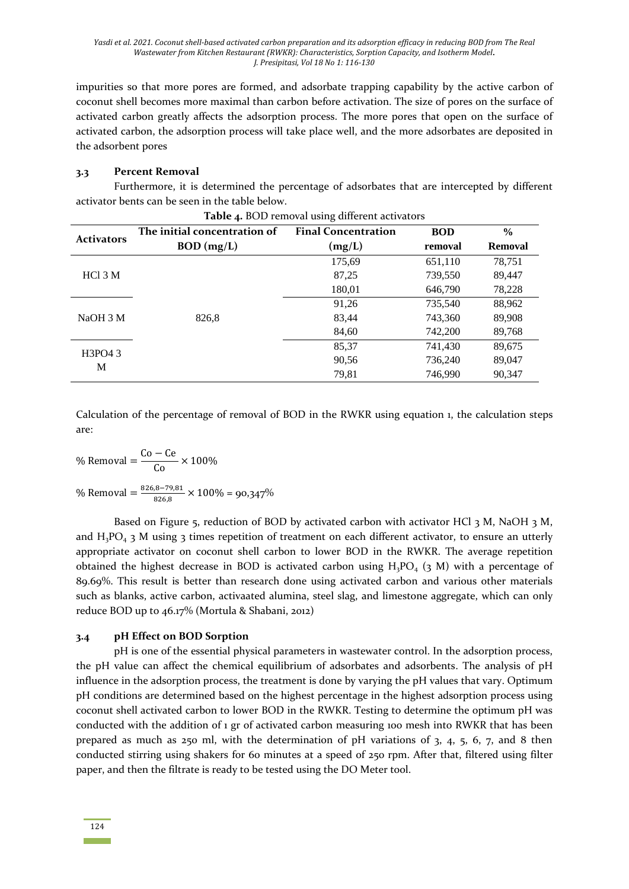impurities so that more pores are formed, and adsorbate trapping capability by the active carbon of coconut shell becomes more maximal than carbon before activation. The size of pores on the surface of activated carbon greatly affects the adsorption process. The more pores that open on the surface of activated carbon, the adsorption process will take place well, and the more adsorbates are deposited in the adsorbent pores

### 3.3 Percent Removal

Furthermore, it is determined the percentage of adsorbates that are intercepted by different activator bents can be seen in the table below.

**Table 4.** BOD removal using different activators

| Activators | The initial concentration of BOD (mg/L) | Final Concentration (mg/L) | BOD removal | % Removal |
|---|---|---|---|---|
| HCl 3 M | 826,8 | 175,69 | 651,110 | 78,751 |
| | | 87,25 | 739,550 | 89,447 |
| | | 180,01 | 646,790 | 78,228 |
| NaOH 3 M | | 91,26 | 735,540 | 88,962 |
| | | 83,44 | 743,360 | 89,908 |
| | | 84,60 | 742,200 | 89,768 |
| H3PO4 3 M | | 85,37 | 741,430 | 89,675 |
| | | 90,56 | 736,240 | 89,047 |
| | | 79,81 | 746,990 | 90,347 |

Calculation of the percentage of removal of BOD in the RWKR using equation 1, the calculation steps are:

$$\% \text{ Removal} = \frac{\text{Co} - \text{Ce}}{\text{Co}} \times 100\%$$

$$\% \text{ Removal} = \frac{826{,}8 - 79{,}81}{826{,}8} \times 100\% = 90{,}347\%$$

Based on Figure 5, reduction of BOD by activated carbon with activator HCl 3 M, NaOH 3 M, and $H_3PO_4$ 3 M using 3 times repetition of treatment on each different activator, to ensure an utterly appropriate activator on coconut shell carbon to lower BOD in the RWKR. The average repetition obtained the highest decrease in BOD is activated carbon using $H_3PO_4$ (3 M) with a percentage of 89.69%. This result is better than research done using activated carbon and various other materials such as blanks, active carbon, activaated alumina, steel slag, and limestone aggregate, which can only reduce BOD up to 46.17% (Mortula & Shabani, 2012)

### 3.4 pH Effect on BOD Sorption

pH is one of the essential physical parameters in wastewater control. In the adsorption process, the pH value can affect the chemical equilibrium of adsorbates and adsorbents. The analysis of pH influence in the adsorption process, the treatment is done by varying the pH values that vary. Optimum pH conditions are determined based on the highest percentage in the highest adsorption process using coconut shell activated carbon to lower BOD in the RWKR. Testing to determine the optimum pH was conducted with the addition of 1 gr of activated carbon measuring 100 mesh into RWKR that has been prepared as much as 250 ml, with the determination of pH variations of 3, 4, 5, 6, 7, and 8 then conducted stirring using shakers for 60 minutes at a speed of 250 rpm. After that, filtered using filter paper, and then the filtrate is ready to be tested using the DO Meter tool.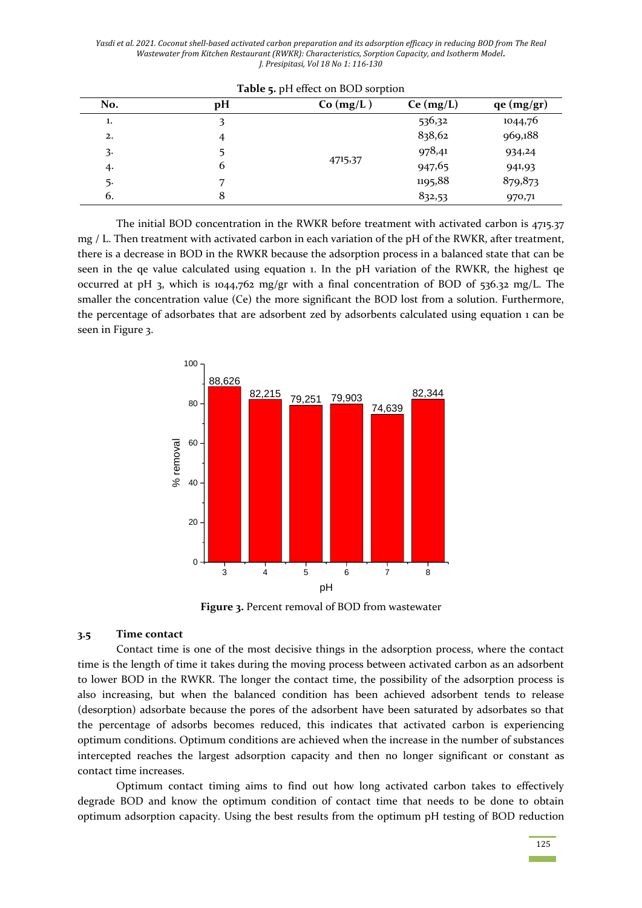**Table 5.** pH effect on BOD sorption

| No. | pH | Co (mg/L ) | Ce (mg/L) | qe (mg/gr) |
|---|---|---|---|---|
| 1. | 3 | 4715,37 | 536,32 | 1044,76 |
| 2. | 4 | | 838,62 | 969,188 |
| 3. | 5 | | 978,41 | 934,24 |
| 4. | 6 | | 947,65 | 941,93 |
| 5. | 7 | | 1195,88 | 879,873 |
| 6. | 8 | | 832,53 | 970,71 |

The initial BOD concentration in the RWKR before treatment with activated carbon is 4715.37 mg / L. Then treatment with activated carbon in each variation of the pH of the RWKR, after treatment, there is a decrease in BOD in the RWKR because the adsorption process in a balanced state that can be seen in the qe value calculated using equation 1. In the pH variation of the RWKR, the highest qe occurred at pH 3, which is 1044,762 mg/gr with a final concentration of BOD of 536.32 mg/L. The smaller the concentration value (Ce) the more significant the BOD lost from a solution. Furthermore, the percentage of adsorbates that are adsorbent zed by adsorbents calculated using equation 1 can be seen in Figure 3.

**Figure 3.** Percent removal of BOD from wastewater

### 3.5 Time contact

Contact time is one of the most decisive things in the adsorption process, where the contact time is the length of time it takes during the moving process between activated carbon as an adsorbent to lower BOD in the RWKR. The longer the contact time, the possibility of the adsorption process is also increasing, but when the balanced condition has been achieved adsorbent tends to release (desorption) adsorbate because the pores of the adsorbent have been saturated by adsorbates so that the percentage of adsorbs becomes reduced, this indicates that activated carbon is experiencing optimum conditions. Optimum conditions are achieved when the increase in the number of substances intercepted reaches the largest adsorption capacity and then no longer significant or constant as contact time increases.

Optimum contact timing aims to find out how long activated carbon takes to effectively degrade BOD and know the optimum condition of contact time that needs to be done to obtain optimum adsorption capacity. Using the best results from the optimum pH testing of BOD reduction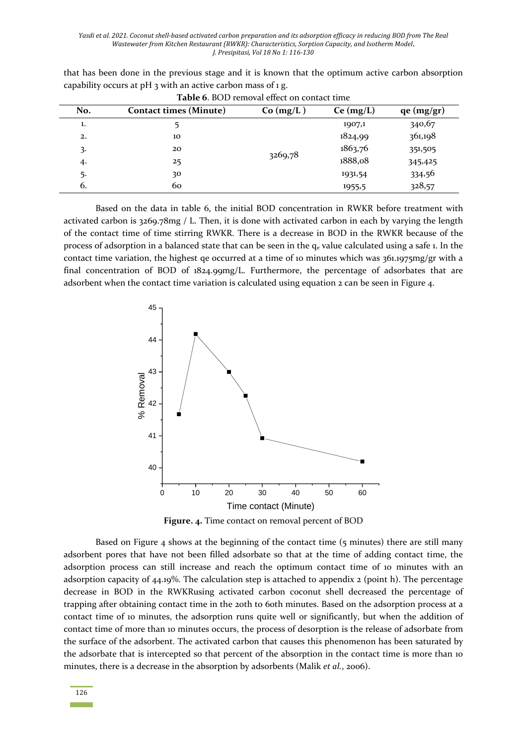that has been done in the previous stage and it is known that the optimum active carbon absorption capability occurs at pH 3 with an active carbon mass of 1 g.

**Table 6**. BOD removal effect on contact time

| No. | Contact times (Minute) | Co (mg/L ) | Ce (mg/L) | qe (mg/gr) |
|---|---|---|---|---|
| 1. | 5 | 3269,78 | 1907,1 | 340,67 |
| 2. | 10 | | 1824,99 | 361,198 |
| 3. | 20 | | 1863,76 | 351,505 |
| 4. | 25 | | 1888,08 | 345,425 |
| 5. | 30 | | 1931,54 | 334,56 |
| 6. | 60 | | 1955,5 | 328,57 |

Based on the data in table 6, the initial BOD concentration in RWKR before treatment with activated carbon is 3269.78mg / L. Then, it is done with activated carbon in each by varying the length of the contact time of time stirring RWKR. There is a decrease in BOD in the RWKR because of the process of adsorption in a balanced state that can be seen in the $q_e$ value calculated using a safe 1. In the contact time variation, the highest qe occurred at a time of 10 minutes which was 361.1975mg/gr with a final concentration of BOD of 1824.99mg/L. Furthermore, the percentage of adsorbates that are adsorbent when the contact time variation is calculated using equation 2 can be seen in Figure 4.

**Figure. 4.** Time contact on removal percent of BOD

Based on Figure 4 shows at the beginning of the contact time (5 minutes) there are still many adsorbent pores that have not been filled adsorbate so that at the time of adding contact time, the adsorption process can still increase and reach the optimum contact time of 10 minutes with an adsorption capacity of 44.19%. The calculation step is attached to appendix 2 (point h). The percentage decrease in BOD in the RWKRusing activated carbon coconut shell decreased the percentage of trapping after obtaining contact time in the 20th to 60th minutes. Based on the adsorption process at a contact time of 10 minutes, the adsorption runs quite well or significantly, but when the addition of contact time of more than 10 minutes occurs, the process of desorption is the release of adsorbate from the surface of the adsorbent. The activated carbon that causes this phenomenon has been saturated by the adsorbate that is intercepted so that percent of the absorption in the contact time is more than 10 minutes, there is a decrease in the absorption by adsorbents (Malik *et al.*, 2006).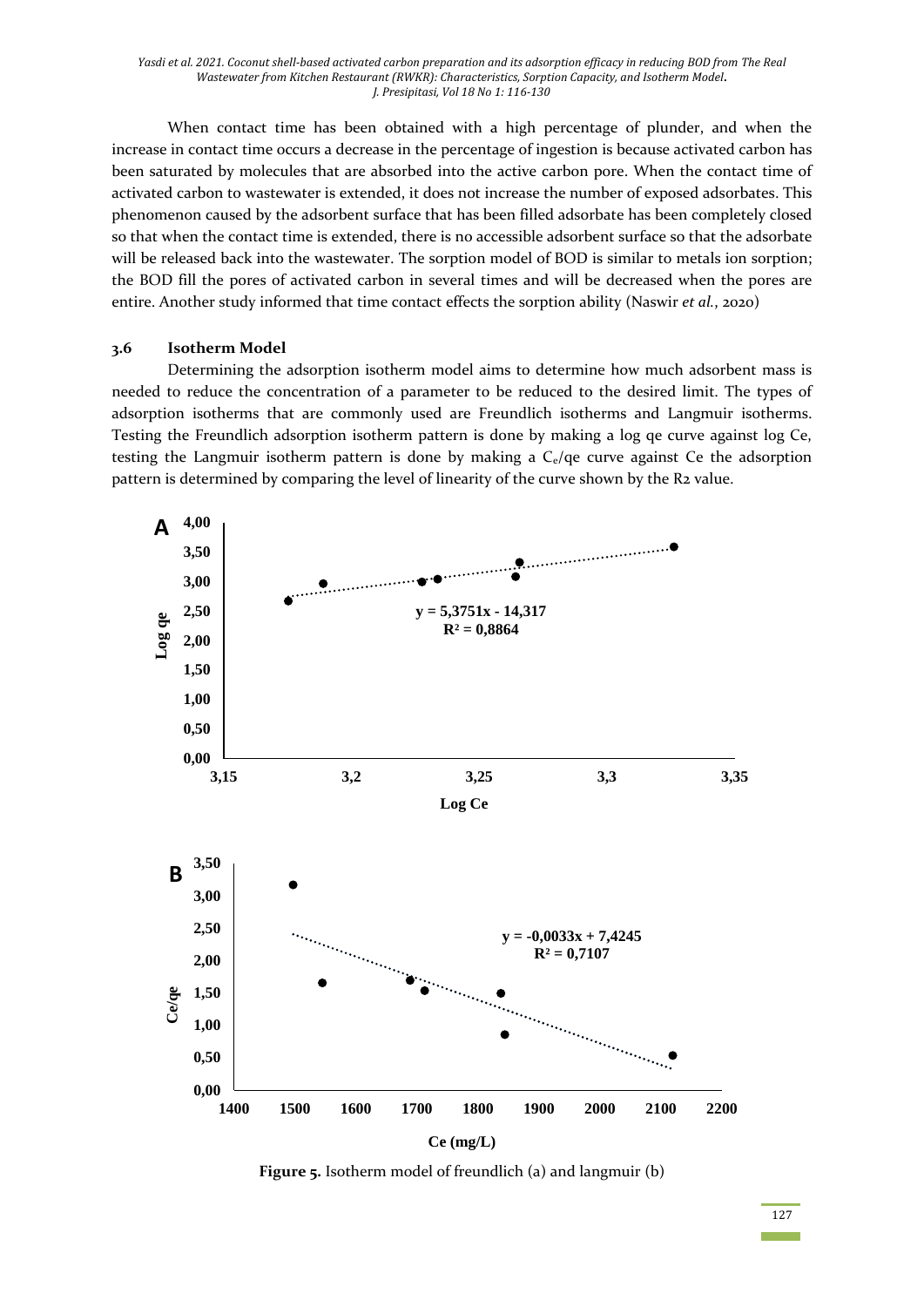When contact time has been obtained with a high percentage of plunder, and when the increase in contact time occurs a decrease in the percentage of ingestion is because activated carbon has been saturated by molecules that are absorbed into the active carbon pore. When the contact time of activated carbon to wastewater is extended, it does not increase the number of exposed adsorbates. This phenomenon caused by the adsorbent surface that has been filled adsorbate has been completely closed so that when the contact time is extended, there is no accessible adsorbent surface so that the adsorbate will be released back into the wastewater. The sorption model of BOD is similar to metals ion sorption; the BOD fill the pores of activated carbon in several times and will be decreased when the pores are entire. Another study informed that time contact effects the sorption ability (Naswir *et al.*, 2020)

### 3.6 Isotherm Model

Determining the adsorption isotherm model aims to determine how much adsorbent mass is needed to reduce the concentration of a parameter to be reduced to the desired limit. The types of adsorption isotherms that are commonly used are Freundlich isotherms and Langmuir isotherms. Testing the Freundlich adsorption isotherm pattern is done by making a log qe curve against log Ce, testing the Langmuir isotherm pattern is done by making a $C_e$/qe curve against Ce the adsorption pattern is determined by comparing the level of linearity of the curve shown by the R2 value.

**Figure 5.** Isotherm model of freundlich (a) and langmuir (b)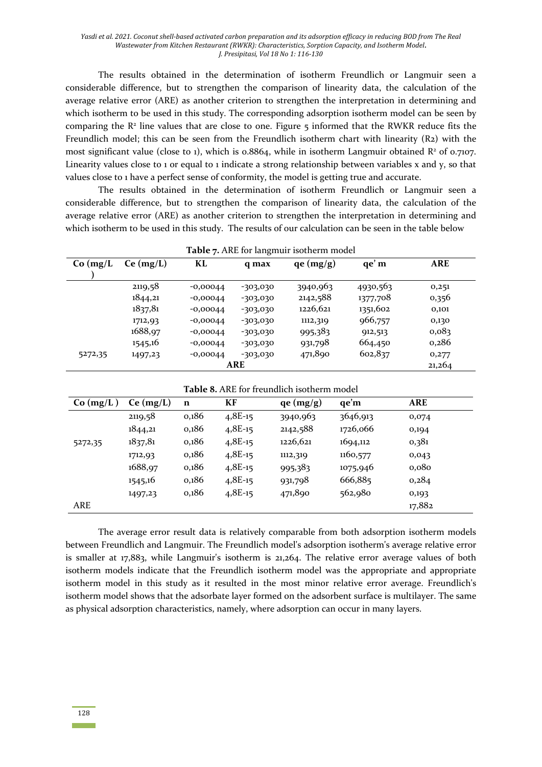The results obtained in the determination of isotherm Freundlich or Langmuir seen a considerable difference, but to strengthen the comparison of linearity data, the calculation of the average relative error (ARE) as another criterion to strengthen the interpretation in determining and which isotherm to be used in this study. The corresponding adsorption isotherm model can be seen by comparing the $R^2$ line values that are close to one. Figure 5 informed that the RWKR reduce fits the Freundlich model; this can be seen from the Freundlich isotherm chart with linearity (R2) with the most significant value (close to 1), which is 0.8864, while in isotherm Langmuir obtained $R^2$ of 0.7107. Linearity values close to 1 or equal to 1 indicate a strong relationship between variables x and y, so that values close to 1 have a perfect sense of conformity, the model is getting true and accurate.

The results obtained in the determination of isotherm Freundlich or Langmuir seen a considerable difference, but to strengthen the comparison of linearity data, the calculation of the average relative error (ARE) as another criterion to strengthen the interpretation in determining and which isotherm to be used in this study. The results of our calculation can be seen in the table below

**Table 7.** ARE for langmuir isotherm model

| Co (mg/L) | Ce (mg/L) | KL | q max | qe (mg/g) | qe' m | ARE |
|---|---|---|---|---|---|---|
| | 2119,58 | -0,00044 | -303,030 | 3940,963 | 4930,563 | 0,251 |
| | 1844,21 | -0,00044 | -303,030 | 2142,588 | 1377,708 | 0,356 |
| | 1837,81 | -0,00044 | -303,030 | 1226,621 | 1351,602 | 0,101 |
| | 1712,93 | -0,00044 | -303,030 | 1112,319 | 966,757 | 0,130 |
| | 1688,97 | -0,00044 | -303,030 | 995,383 | 912,513 | 0,083 |
| | 1545,16 | -0,00044 | -303,030 | 931,798 | 664,450 | 0,286 |
| 5272,35 | 1497,23 | -0,00044 | -303,030 | 471,890 | 602,837 | 0,277 |
| | | | ARE | | | 21,264 |

**Table 8.** ARE for freundlich isotherm model

| Co (mg/L) | Ce (mg/L) | n | KF | qe (mg/g) | qe'm | ARE |
|---|---|---|---|---|---|---|
| | 2119,58 | 0,186 | 4,8E-15 | 3940,963 | 3646,913 | 0,074 |
| | 1844,21 | 0,186 | 4,8E-15 | 2142,588 | 1726,066 | 0,194 |
| 5272,35 | 1837,81 | 0,186 | 4,8E-15 | 1226,621 | 1694,112 | 0,381 |
| | 1712,93 | 0,186 | 4,8E-15 | 1112,319 | 1160,577 | 0,043 |
| | 1688,97 | 0,186 | 4,8E-15 | 995,383 | 1075,946 | 0,080 |
| | 1545,16 | 0,186 | 4,8E-15 | 931,798 | 666,885 | 0,284 |
| | 1497,23 | 0,186 | 4,8E-15 | 471,890 | 562,980 | 0,193 |
| ARE | | | | | | 17,882 |

The average error result data is relatively comparable from both adsorption isotherm models between Freundlich and Langmuir. The Freundlich model's adsorption isotherm's average relative error is smaller at 17,883, while Langmuir's isotherm is 21,264. The relative error average values of both isotherm models indicate that the Freundlich isotherm model was the appropriate and appropriate isotherm model in this study as it resulted in the most minor relative error average. Freundlich's isotherm model shows that the adsorbate layer formed on the adsorbent surface is multilayer. The same as physical adsorption characteristics, namely, where adsorption can occur in many layers.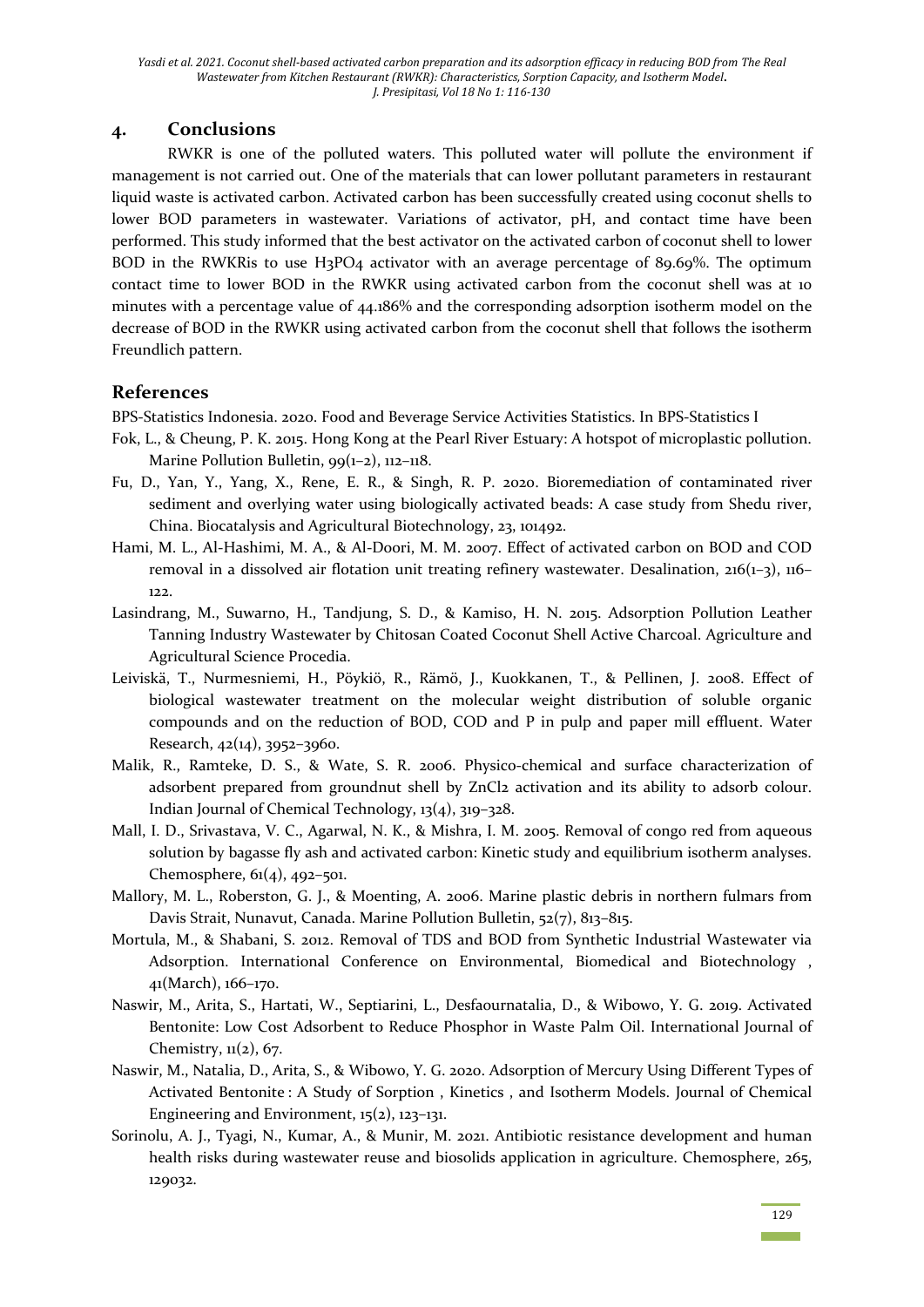## 4. Conclusions

RWKR is one of the polluted waters. This polluted water will pollute the environment if management is not carried out. One of the materials that can lower pollutant parameters in restaurant liquid waste is activated carbon. Activated carbon has been successfully created using coconut shells to lower BOD parameters in wastewater. Variations of activator, pH, and contact time have been performed. This study informed that the best activator on the activated carbon of coconut shell to lower BOD in the RWKRis to use $H_3PO_4$ activator with an average percentage of 89.69%. The optimum contact time to lower BOD in the RWKR using activated carbon from the coconut shell was at 10 minutes with a percentage value of 44.186% and the corresponding adsorption isotherm model on the decrease of BOD in the RWKR using activated carbon from the coconut shell that follows the isotherm Freundlich pattern.

## References

BPS-Statistics Indonesia. 2020. Food and Beverage Service Activities Statistics. In BPS-Statistics I

Fok, L., & Cheung, P. K. 2015. Hong Kong at the Pearl River Estuary: A hotspot of microplastic pollution. Marine Pollution Bulletin, 99(1–2), 112–118.

Fu, D., Yan, Y., Yang, X., Rene, E. R., & Singh, R. P. 2020. Bioremediation of contaminated river sediment and overlying water using biologically activated beads: A case study from Shedu river, China. Biocatalysis and Agricultural Biotechnology, 23, 101492.

Hami, M. L., Al-Hashimi, M. A., & Al-Doori, M. M. 2007. Effect of activated carbon on BOD and COD removal in a dissolved air flotation unit treating refinery wastewater. Desalination, 216(1–3), 116–122.

Lasindrang, M., Suwarno, H., Tandjung, S. D., & Kamiso, H. N. 2015. Adsorption Pollution Leather Tanning Industry Wastewater by Chitosan Coated Coconut Shell Active Charcoal. Agriculture and Agricultural Science Procedia.

Leiviskä, T., Nurmesniemi, H., Pöykiö, R., Rämö, J., Kuokkanen, T., & Pellinen, J. 2008. Effect of biological wastewater treatment on the molecular weight distribution of soluble organic compounds and on the reduction of BOD, COD and P in pulp and paper mill effluent. Water Research, 42(14), 3952–3960.

Malik, R., Ramteke, D. S., & Wate, S. R. 2006. Physico-chemical and surface characterization of adsorbent prepared from groundnut shell by $ZnCl_2$ activation and its ability to adsorb colour. Indian Journal of Chemical Technology, 13(4), 319–328.

Mall, I. D., Srivastava, V. C., Agarwal, N. K., & Mishra, I. M. 2005. Removal of congo red from aqueous solution by bagasse fly ash and activated carbon: Kinetic study and equilibrium isotherm analyses. Chemosphere, 61(4), 492–501.

Mallory, M. L., Roberston, G. J., & Moenting, A. 2006. Marine plastic debris in northern fulmars from Davis Strait, Nunavut, Canada. Marine Pollution Bulletin, 52(7), 813–815.

Mortula, M., & Shabani, S. 2012. Removal of TDS and BOD from Synthetic Industrial Wastewater via Adsorption. International Conference on Environmental, Biomedical and Biotechnology , 41(March), 166–170.

Naswir, M., Arita, S., Hartati, W., Septiarini, L., Desfaournatalia, D., & Wibowo, Y. G. 2019. Activated Bentonite: Low Cost Adsorbent to Reduce Phosphor in Waste Palm Oil. International Journal of Chemistry, 11(2), 67.

Naswir, M., Natalia, D., Arita, S., & Wibowo, Y. G. 2020. Adsorption of Mercury Using Different Types of Activated Bentonite : A Study of Sorption , Kinetics , and Isotherm Models. Journal of Chemical Engineering and Environment, 15(2), 123–131.

Sorinolu, A. J., Tyagi, N., Kumar, A., & Munir, M. 2021. Antibiotic resistance development and human health risks during wastewater reuse and biosolids application in agriculture. Chemosphere, 265, 129032.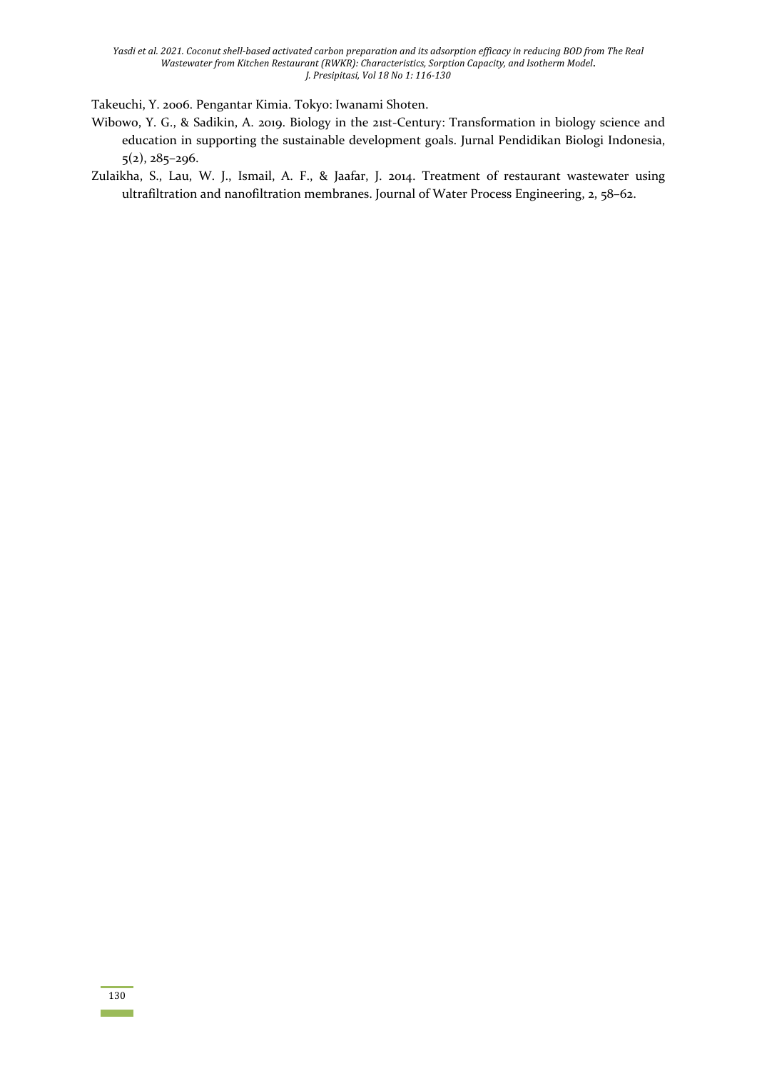Takeuchi, Y. 2006. Pengantar Kimia. Tokyo: Iwanami Shoten.

Wibowo, Y. G., & Sadikin, A. 2019. Biology in the 21st-Century: Transformation in biology science and education in supporting the sustainable development goals. Jurnal Pendidikan Biologi Indonesia, 5(2), 285–296.

Zulaikha, S., Lau, W. J., Ismail, A. F., & Jaafar, J. 2014. Treatment of restaurant wastewater using ultrafiltration and nanofiltration membranes. Journal of Water Process Engineering, 2, 58–62.